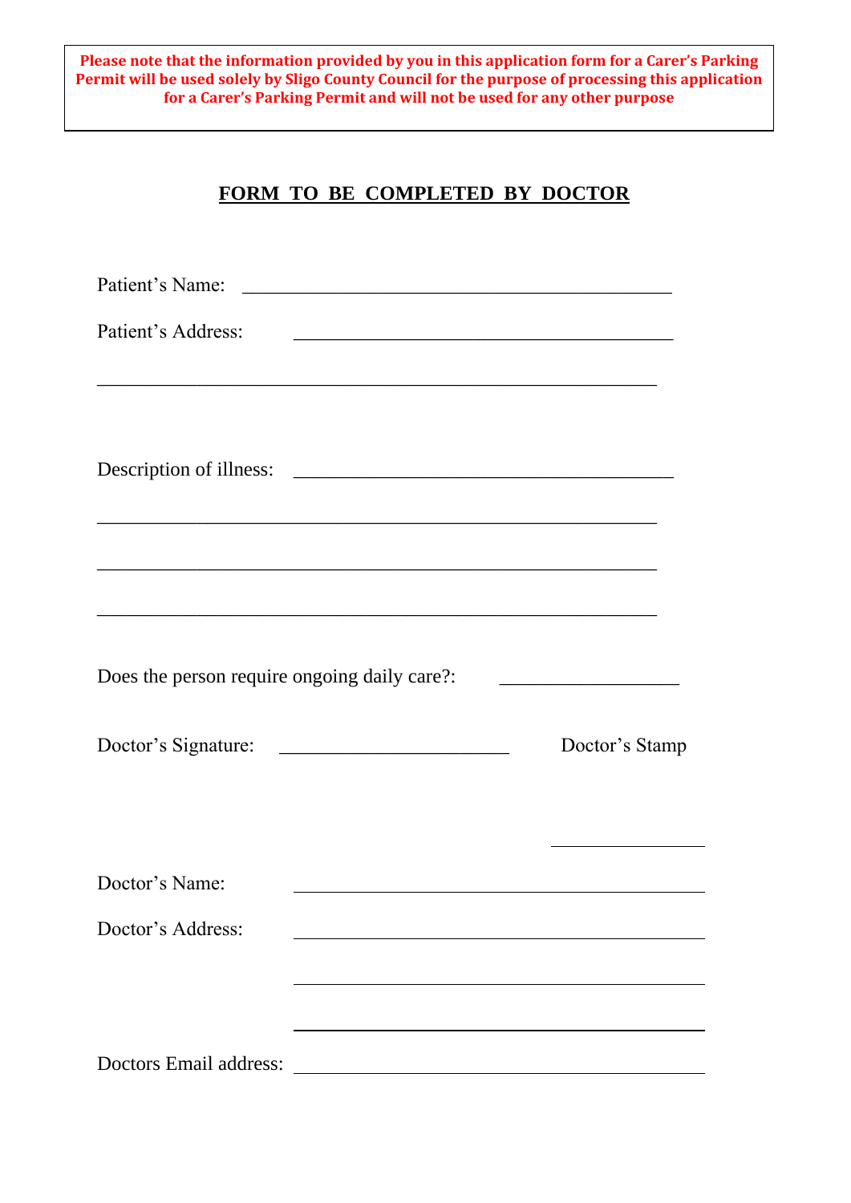**Please note that the information provided by you in this application form for a Carer's Parking Permit will be used solely by Sligo County Council for the purpose of processing this application for a Carer's Parking Permit and will not be used for any other purpose**

## FORM TO BE COMPLETED BY DOCTOR

Patient's Name: ____________________________________________

Patient's Address: ________________________________________

_________________________________________________________

Description of illness: _____________________________________

_________________________________________________________

_________________________________________________________

_________________________________________________________

Does the person require ongoing daily care?: __________________

Doctor's Signature: ______________________ Doctor's Stamp

_______________

Doctor's Name: __________________________________________

Doctor's Address: ________________________________________

_________________________________________________________

_________________________________________________________

Doctors Email address: ____________________________________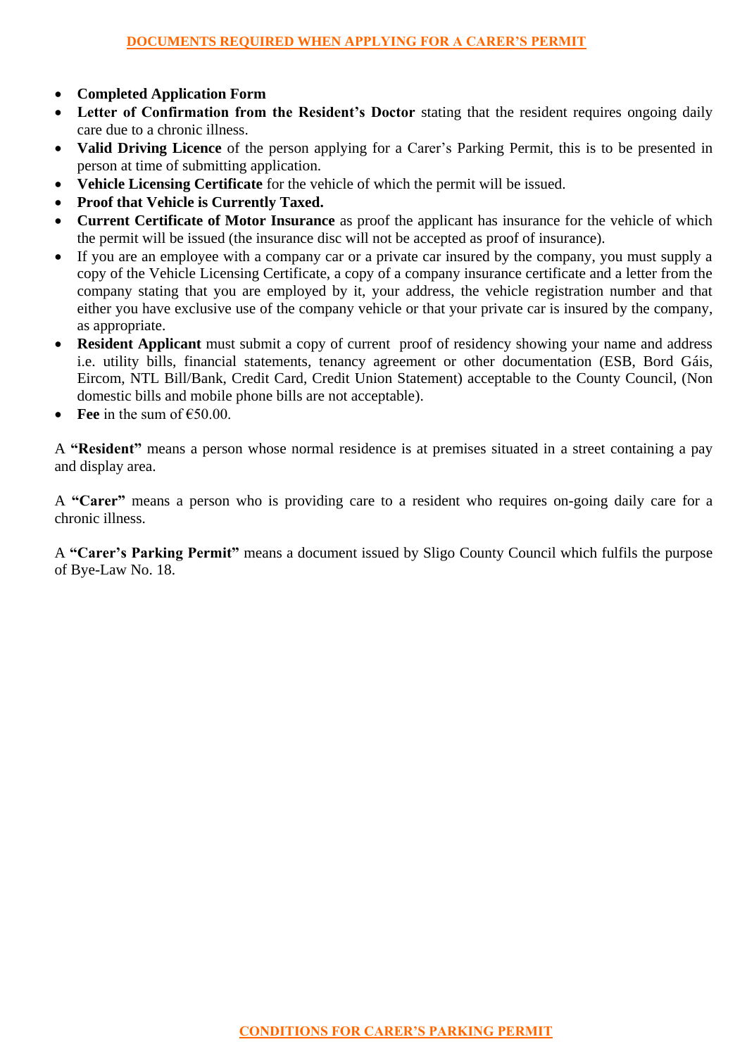## DOCUMENTS REQUIRED WHEN APPLYING FOR A CARER'S PERMIT

- **Completed Application Form**
- **Letter of Confirmation from the Resident's Doctor** stating that the resident requires ongoing daily care due to a chronic illness.
- **Valid Driving Licence** of the person applying for a Carer's Parking Permit, this is to be presented in person at time of submitting application.
- **Vehicle Licensing Certificate** for the vehicle of which the permit will be issued.
- **Proof that Vehicle is Currently Taxed.**
- **Current Certificate of Motor Insurance** as proof the applicant has insurance for the vehicle of which the permit will be issued (the insurance disc will not be accepted as proof of insurance).
- If you are an employee with a company car or a private car insured by the company, you must supply a copy of the Vehicle Licensing Certificate, a copy of a company insurance certificate and a letter from the company stating that you are employed by it, your address, the vehicle registration number and that either you have exclusive use of the company vehicle or that your private car is insured by the company, as appropriate.
- **Resident Applicant** must submit a copy of current proof of residency showing your name and address i.e. utility bills, financial statements, tenancy agreement or other documentation (ESB, Bord Gáis, Eircom, NTL Bill/Bank, Credit Card, Credit Union Statement) acceptable to the County Council, (Non domestic bills and mobile phone bills are not acceptable).
- **Fee** in the sum of €50.00.

A **"Resident"** means a person whose normal residence is at premises situated in a street containing a pay and display area.

A **"Carer"** means a person who is providing care to a resident who requires on-going daily care for a chronic illness.

A **"Carer's Parking Permit"** means a document issued by Sligo County Council which fulfils the purpose of Bye-Law No. 18.

## CONDITIONS FOR CARER'S PARKING PERMIT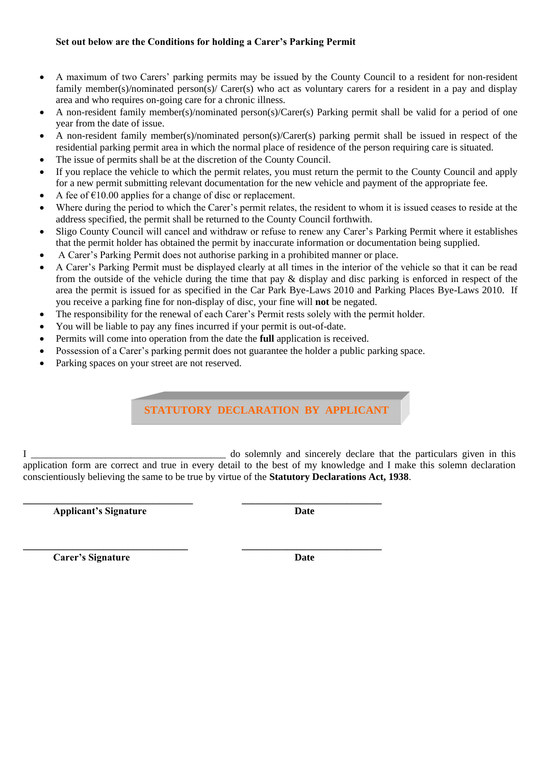**Set out below are the Conditions for holding a Carer's Parking Permit**

- A maximum of two Carers' parking permits may be issued by the County Council to a resident for non-resident family member(s)/nominated person(s)/ Carer(s) who act as voluntary carers for a resident in a pay and display area and who requires on-going care for a chronic illness.
- A non-resident family member(s)/nominated person(s)/Carer(s) Parking permit shall be valid for a period of one year from the date of issue.
- A non-resident family member(s)/nominated person(s)/Carer(s) parking permit shall be issued in respect of the residential parking permit area in which the normal place of residence of the person requiring care is situated.
- The issue of permits shall be at the discretion of the County Council.
- If you replace the vehicle to which the permit relates, you must return the permit to the County Council and apply for a new permit submitting relevant documentation for the new vehicle and payment of the appropriate fee.
- A fee of €10.00 applies for a change of disc or replacement.
- Where during the period to which the Carer's permit relates, the resident to whom it is issued ceases to reside at the address specified, the permit shall be returned to the County Council forthwith.
- Sligo County Council will cancel and withdraw or refuse to renew any Carer's Parking Permit where it establishes that the permit holder has obtained the permit by inaccurate information or documentation being supplied.
- A Carer's Parking Permit does not authorise parking in a prohibited manner or place.
- A Carer's Parking Permit must be displayed clearly at all times in the interior of the vehicle so that it can be read from the outside of the vehicle during the time that pay & display and disc parking is enforced in respect of the area the permit is issued for as specified in the Car Park Bye-Laws 2010 and Parking Places Bye-Laws 2010. If you receive a parking fine for non-display of disc, your fine will **not** be negated.
- The responsibility for the renewal of each Carer's Permit rests solely with the permit holder.
- You will be liable to pay any fines incurred if your permit is out-of-date.
- Permits will come into operation from the date the **full** application is received.
- Possession of a Carer's parking permit does not guarantee the holder a public parking space.
- Parking spaces on your street are not reserved.

## STATUTORY DECLARATION BY APPLICANT

I ________________________________________ do solemnly and sincerely declare that the particulars given in this application form are correct and true in every detail to the best of my knowledge and I make this solemn declaration conscientiously believing the same to be true by virtue of the **Statutory Declarations Act, 1938**.

__________________________________ __________________________

**Applicant's Signature** **Date**

__________________________________ __________________________

**Carer's Signature** **Date**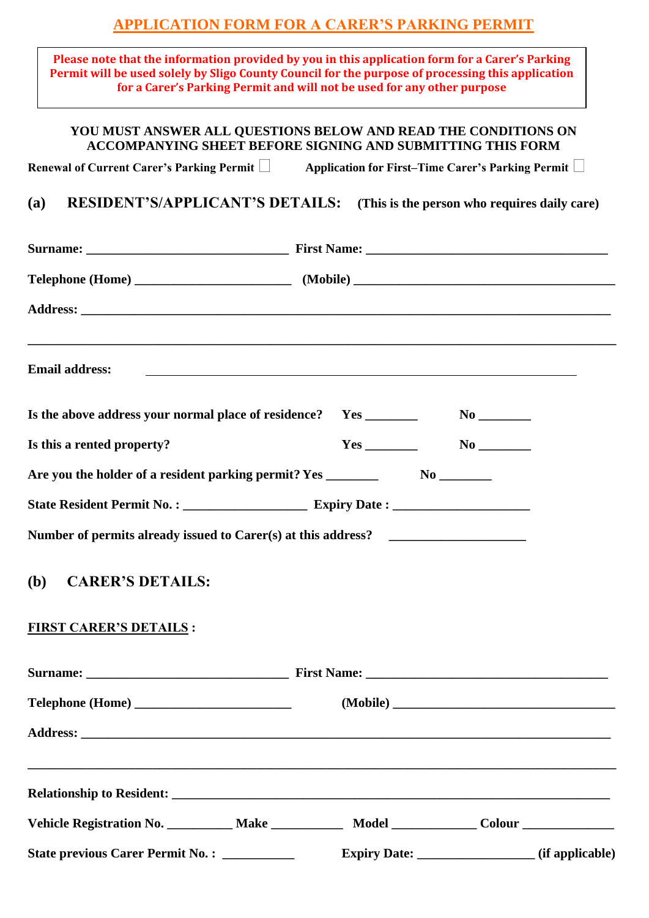# APPLICATION FORM FOR A CARER'S PARKING PERMIT

**Please note that the information provided by you in this application form for a Carer's Parking Permit will be used solely by Sligo County Council for the purpose of processing this application for a Carer's Parking Permit and will not be used for any other purpose**

**YOU MUST ANSWER ALL QUESTIONS BELOW AND READ THE CONDITIONS ON ACCOMPANYING SHEET BEFORE SIGNING AND SUBMITTING THIS FORM**

**Renewal of Current Carer's Parking Permit** ☐ **Application for First–Time Carer's Parking Permit** ☐

## (a) RESIDENT'S/APPLICANT'S DETAILS: (This is the person who requires daily care)

**Surname:** ______________________________ **First Name:** ____________________________________

**Telephone (Home)** ______________________ **(Mobile)** ______________________________________

**Address:** ______________________________________________________________________________

__________________________________________________________________________________________

**Email address:** ________________________________________________________________

**Is the above address your normal place of residence?** **Yes** ________ **No** ________

**Is this a rented property?** **Yes** ________ **No** ________

**Are you the holder of a resident parking permit? Yes** ________ **No** ________

**State Resident Permit No. :** __________________ **Expiry Date :** ____________________

**Number of permits already issued to Carer(s) at this address?** ____________________

## (b) CARER'S DETAILS:

**FIRST CARER'S DETAILS :**

**Surname:** ______________________________ **First Name:** ____________________________________

**Telephone (Home)** ______________________ **(Mobile)** ______________________________________

**Address:** ______________________________________________________________________________

__________________________________________________________________________________________

**Relationship to Resident:** ______________________________________________________________

**Vehicle Registration No.** __________ **Make** ___________ **Model** _____________ **Colour** ______________

**State previous Carer Permit No. :** ___________ **Expiry Date:** _________________ **(if applicable)**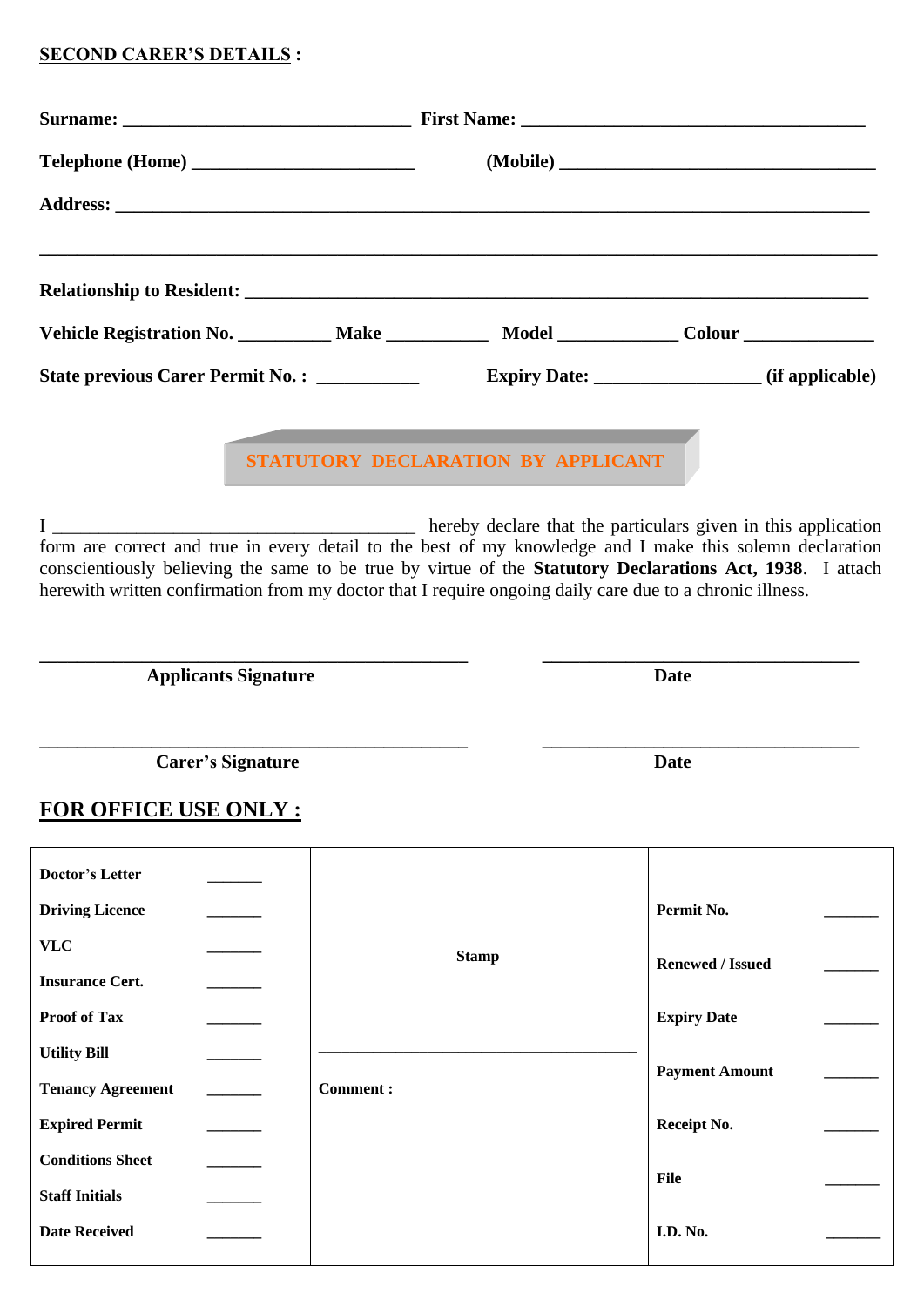**SECOND CARER'S DETAILS :**

**Surname:** ______________________________ **First Name:** ____________________________________

**Telephone (Home)** _______________________ **(Mobile)** _________________________________

**Address:** _________________________________________________________________________________

___________________________________________________________________________________________

**Relationship to Resident:** __________________________________________________________________

**Vehicle Registration No.** _________ **Make** __________ **Model** ____________ **Colour** _____________

**State previous Carer Permit No. :** __________ **Expiry Date:** _________________ **(if applicable)**

## STATUTORY DECLARATION BY APPLICANT

I _______________________________________ hereby declare that the particulars given in this application form are correct and true in every detail to the best of my knowledge and I make this solemn declaration conscientiously believing the same to be true by virtue of the **Statutory Declarations Act, 1938**. I attach herewith written confirmation from my doctor that I require ongoing daily care due to a chronic illness.

_____________________________________________ ____________________________________

**Applicants Signature** **Date**

_____________________________________________ ____________________________________

**Carer's Signature** **Date**

## FOR OFFICE USE ONLY :

| | | | | |
|---|---|---|---|---|
| **Doctor's Letter** | _______ | **Stamp** | **Permit No.** | _______ |
| **Driving Licence** | _______ | | **Renewed / Issued** | _______ |
| **VLC** | _______ | | **Expiry Date** | _______ |
| **Insurance Cert.** | _______ | | **Payment Amount** | _______ |
| **Proof of Tax** | _______ | **Comment :** | **Receipt No.** | _______ |
| **Utility Bill** | _______ | | **File** | _______ |
| **Tenancy Agreement** | _______ | | **I.D. No.** | _______ |
| **Expired Permit** | _______ | | | |
| **Conditions Sheet** | _______ | | | |
| **Staff Initials** | _______ | | | |
| **Date Received** | _______ | | | |